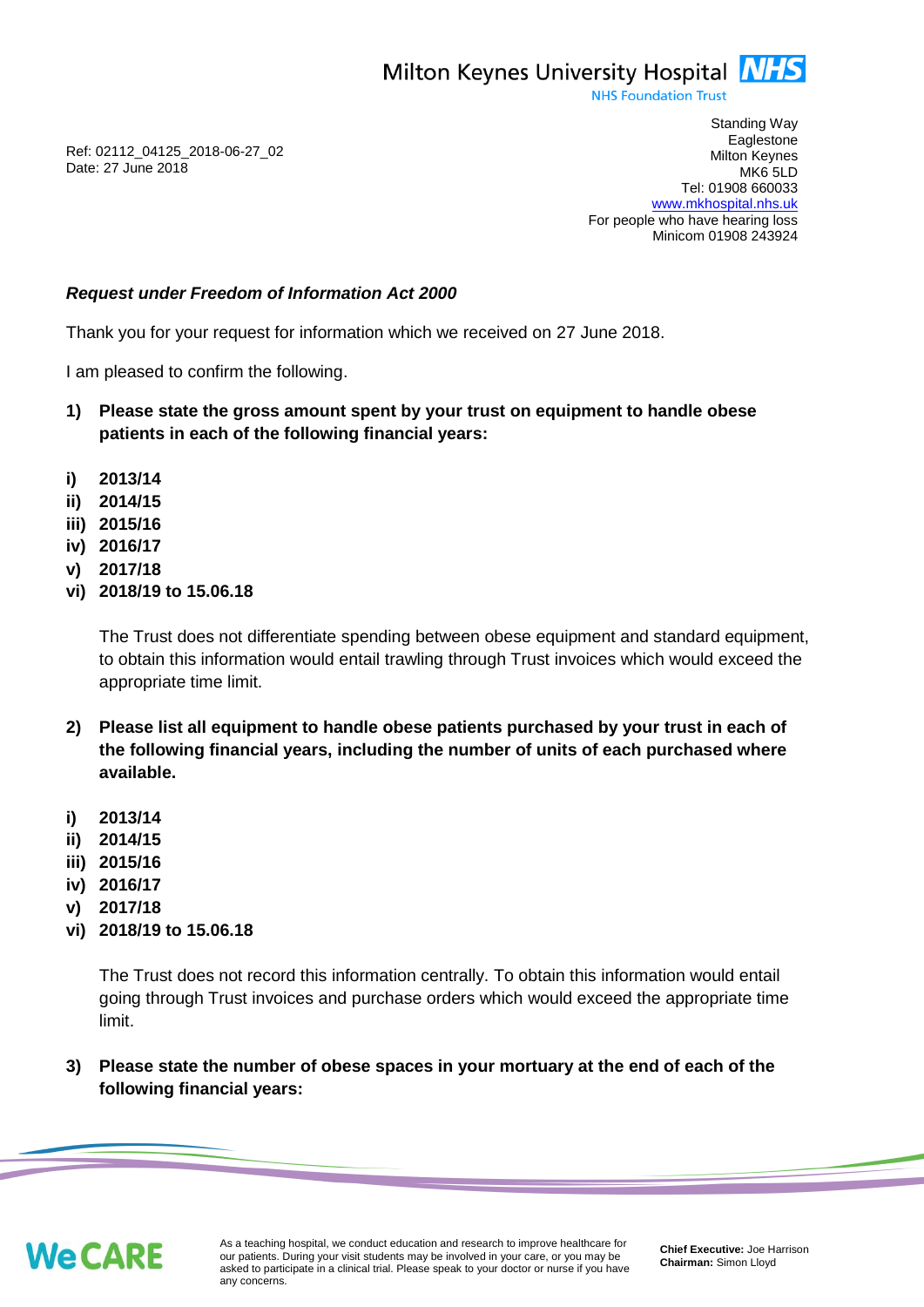Milton Keynes University Hospital NHS
NHS Foundation Trust

Standing Way
Eaglestone
Milton Keynes
MK6 5LD
Tel: 01908 660033
www.mkhospital.nhs.uk
For people who have hearing loss
Minicom 01908 243924

Ref: 02112_04125_2018-06-27_02
Date: 27 June 2018

***Request under Freedom of Information Act 2000***

Thank you for your request for information which we received on 27 June 2018.

I am pleased to confirm the following.

**1) Please state the gross amount spent by your trust on equipment to handle obese patients in each of the following financial years:**

**i) 2013/14**
**ii) 2014/15**
**iii) 2015/16**
**iv) 2016/17**
**v) 2017/18**
**vi) 2018/19 to 15.06.18**

The Trust does not differentiate spending between obese equipment and standard equipment, to obtain this information would entail trawling through Trust invoices which would exceed the appropriate time limit.

**2) Please list all equipment to handle obese patients purchased by your trust in each of the following financial years, including the number of units of each purchased where available.**

**i) 2013/14**
**ii) 2014/15**
**iii) 2015/16**
**iv) 2016/17**
**v) 2017/18**
**vi) 2018/19 to 15.06.18**

The Trust does not record this information centrally. To obtain this information would entail going through Trust invoices and purchase orders which would exceed the appropriate time limit.

**3) Please state the number of obese spaces in your mortuary at the end of each of the following financial years:**

We CARE

As a teaching hospital, we conduct education and research to improve healthcare for our patients. During your visit students may be involved in your care, or you may be asked to participate in a clinical trial. Please speak to your doctor or nurse if you have any concerns.

**Chief Executive:** Joe Harrison
**Chairman:** Simon Lloyd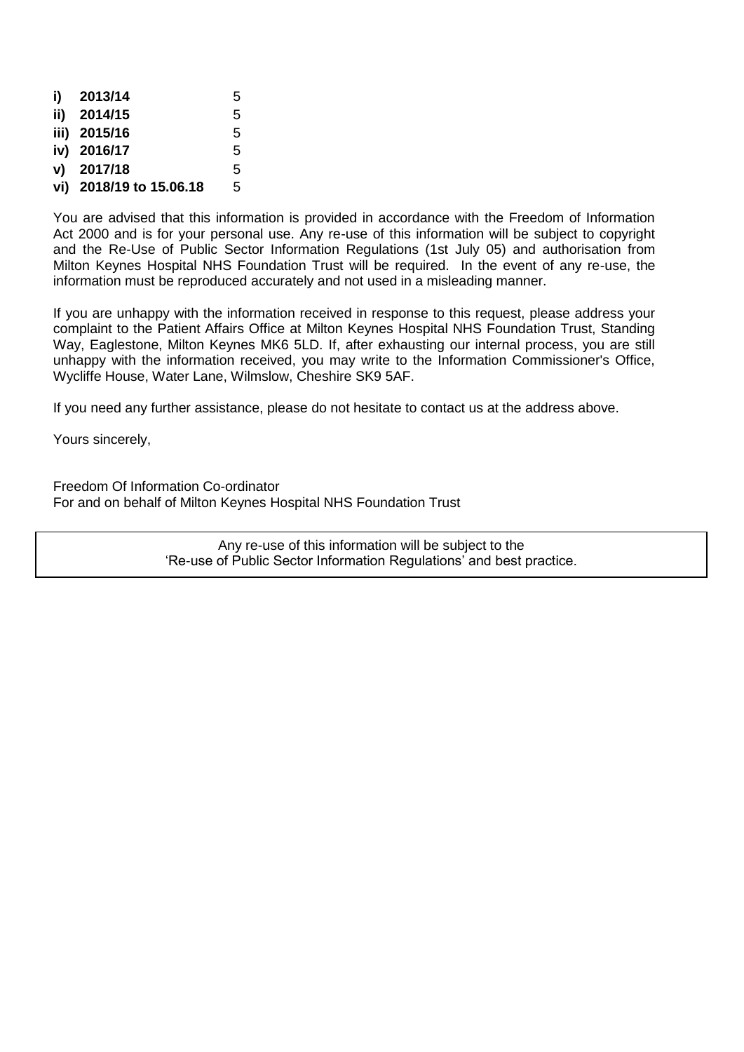| | | |
|---|---|---|
| **i)** | **2013/14** | 5 |
| **ii)** | **2014/15** | 5 |
| **iii)** | **2015/16** | 5 |
| **iv)** | **2016/17** | 5 |
| **v)** | **2017/18** | 5 |
| **vi)** | **2018/19 to 15.06.18** | 5 |

You are advised that this information is provided in accordance with the Freedom of Information Act 2000 and is for your personal use. Any re-use of this information will be subject to copyright and the Re-Use of Public Sector Information Regulations (1st July 05) and authorisation from Milton Keynes Hospital NHS Foundation Trust will be required. In the event of any re-use, the information must be reproduced accurately and not used in a misleading manner.

If you are unhappy with the information received in response to this request, please address your complaint to the Patient Affairs Office at Milton Keynes Hospital NHS Foundation Trust, Standing Way, Eaglestone, Milton Keynes MK6 5LD. If, after exhausting our internal process, you are still unhappy with the information received, you may write to the Information Commissioner's Office, Wycliffe House, Water Lane, Wilmslow, Cheshire SK9 5AF.

If you need any further assistance, please do not hesitate to contact us at the address above.

Yours sincerely,

Freedom Of Information Co-ordinator
For and on behalf of Milton Keynes Hospital NHS Foundation Trust

Any re-use of this information will be subject to the
'Re-use of Public Sector Information Regulations' and best practice.